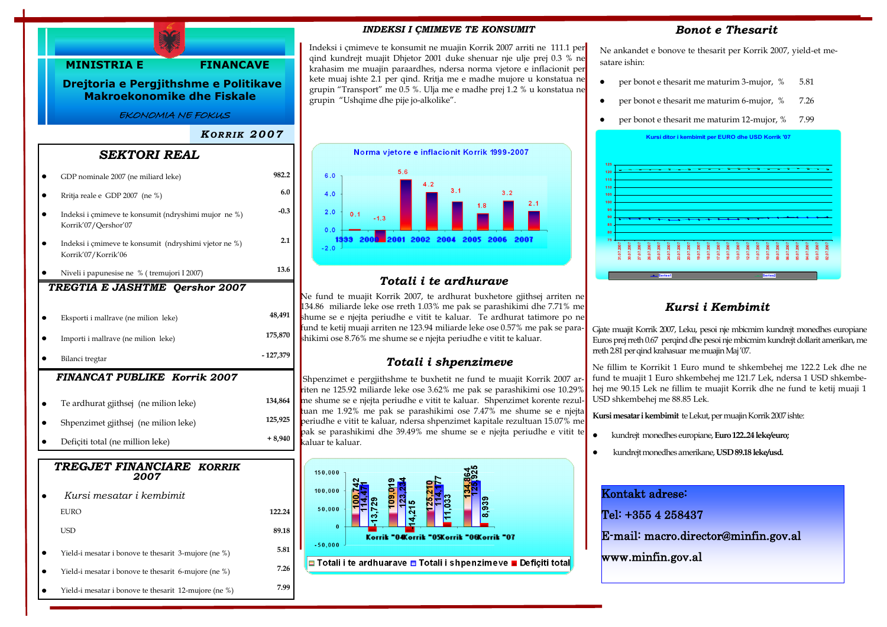# MINISTRIA E FINANCAVE

## Drejtoria e Pergjithshme e Politikave Makroekonomike dhe Fiskale

*EKONOMIA NE FOKUS*

***KORRIK 2007***

## *SEKTORI REAL*

| | |
|---|---|
| GDP nominale 2007 (ne miliard leke) | **982.2** |
| Rritja reale e GDP 2007 (ne %) | **6.0** |
| Indeksi i çmimeve te konsumit (ndryshimi mujor ne %) Korrik'07/Qershor'07 | **-0.3** |
| Indeksi i çmimeve te konsumit (ndryshimi vjetor ne %) Korrik'07/Korrik'06 | **2.1** |
| Niveli i papunesise ne % ( tremujori I 2007) | **13.6** |

## *TREGTIA E JASHTME Qershor 2007*

| | |
|---|---|
| Eksporti i mallrave (ne milion leke) | **48,491** |
| Importi i mallrave (ne milion leke) | **175,870** |
| Bilanci tregtar | **- 127,379** |

## *FINANCAT PUBLIKE Korrik 2007*

| | |
|---|---|
| Te ardhurat gjithsej (ne milion leke) | **134,864** |
| Shpenzimet gjithsej (ne milion leke) | **125,925** |
| Defiçiti total (ne million leke) | **+ 8,940** |

## *TREGJET FINANCIARE KORRIK 2007*

| | |
|---|---|
| *Kursi mesatar i kembimit* | |
| EURO | **122.24** |
| USD | **89.18** |
| Yield-i mesatar i bonove te thesarit 3-mujore (ne %) | **5.81** |
| Yield-i mesatar i bonove te thesarit 6-mujore (ne %) | **7.26** |
| Yield-i mesatar i bonove te thesarit 12-mujore (ne %) | **7.99** |

## *INDEKSI I ÇMIMEVE TE KONSUMIT*

Indeksi i çmimeve te konsumit ne muajin Korrik 2007 arriti ne 111.1 per qind kundrejt muajit Dhjetor 2001 duke shenuar nje ulje prej 0.3 % ne krahasim me muajin paraardhes, ndersa norma vjetore e inflacionit per kete muaj ishte 2.1 per qind. Rritja me e madhe mujore u konstatua ne grupin "Transport" me 0.5 %. Ulja me e madhe prej 1.2 % u konstatua ne grupin "Ushqime dhe pije jo-alkolike".

**Norma vjetore e inflacionit Korrik 1999-2007**

| 1999 | 2000 | 2001 | 2002 | 2004 | 2005 | 2006 | 2007 |
|---|---|---|---|---|---|---|---|
| 0.1 | -1.3 | 5.6 | 4.2 | 3.1 | 1.8 | 3.2 | 2.1 |

## *Totali i te ardhurave*

Ne fund te muajit Korrik 2007, te ardhurat buxhetore gjithsej arriten ne 134.86 miliarde leke ose rreth 1.03% me pak se parashikimi dhe 7.71% me shume se e njejta periudhe e vitit te kaluar. Te ardhurat tatimore po ne fund te ketij muaji arriten ne 123.94 miliarde leke ose 0.57% me pak se parashikimi ose 8.76% me shume se e njejta periudhe e vitit te kaluar.

## *Totali i shpenzimeve*

Shpenzimet e pergjithshme te buxhetit ne fund te muajit Korrik 2007 arriten ne 125.92 miliarde leke ose 3.62% me pak se parashikimi ose 10.29% me shume se e njejta periudhe e vitit te kaluar. Shpenzimet korente rezultuan me 1.92% me pak se parashikimi ose 7.47% me shume se e njejta periudhe e vitit te kaluar, ndersa shpenzimet kapitale rezultuan 15.07% me pak se parashikimi dhe 39.49% me shume se e njejta periudhe e vitit te kaluar te kaluar.

| | Korrik "04 | Korrik "05 | Korrik "06 | Korrik "07 |
|---|---|---|---|---|
| Totali i te ardhuarave | 100,742 | 109,019 | 125,210 | 134,864 |
| Totali i shpenzimeve | 114,471 | 123,234 | 114,177 | 125,925 |
| Defiçiti total | -13,729 | -14,215 | 11,033 | 8,939 |

## *Bonot e Thesarit*

Ne ankandet e bonove te thesarit per Korrik 2007, yield-et mesatare ishin:

- per bonot e thesarit me maturim 3-mujor, % 5.81
- per bonot e thesarit me maturim 6-mujor, % 7.26
- per bonot e thesarit me maturim 12-mujor, % 7.99

**Kursi ditor i kembimit per EURO dhe USD Korrik '07**

## *Kursi i Kembimit*

Gjate muajit Korrik 2007, Leku, pesoi nje mbicmim kundrejt monedhes europiane Euros prej rreth 0.67 perqind dhe pesoi nje mbicmim kundrejt dollarit amerikan, me rreth 2.81 per qind krahasuar me muajin Maj '07.

Ne fillim te Korrikit 1 Euro mund te shkembehej me 122.2 Lek dhe ne fund te muajit 1 Euro shkembehej me 121.7 Lek, ndersa 1 USD shkembehej me 90.15 Lek ne fillim te muajit Korrik dhe ne fund te ketij muaji 1 USD shkembehej me 88.85 Lek.

**Kursi mesatar i kembimit** te Lekut, per muajin Korrik 2007 ishte:

- kundrejt monedhes europiane, **Euro 122..24 leke/euro;**
- kundrejt monedhes amerikane, **USD 89.18 leke/usd.**

Kontakt adrese:

Tel: +355 4 258437

E-mail: macro.director@minfin.gov.al

www.minfin.gov.al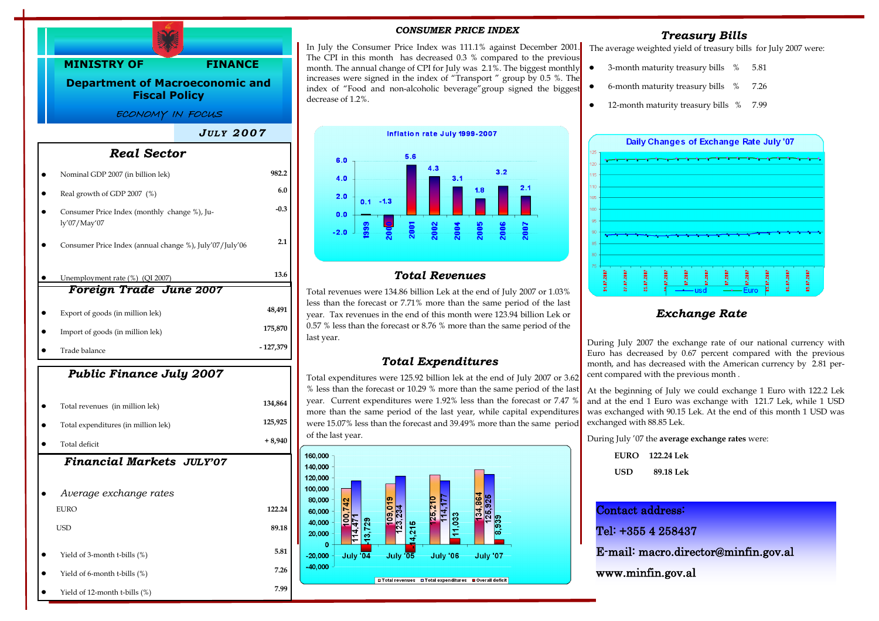# MINISTRY OF FINANCE

## Department of Macroeconomic and Fiscal Policy

*ECONOMY IN FOCUS*

***JULY 2007***

## Real Sector

| | |
|---|---|
| Nominal GDP 2007 (in billion lek) | 982.2 |
| Real growth of GDP 2007 (%) | 6.0 |
| Consumer Price Index (monthly change %), July'07/May'07 | -0.3 |
| Consumer Price Index (annual change %), July'07/July'06 | 2.1 |
| Unemployment rate (%) (QI 2007) | 13.6 |

## Foreign Trade June 2007

| | |
|---|---|
| Export of goods (in million lek) | 48,491 |
| Import of goods (in million lek) | 175,870 |
| Trade balance | - 127,379 |

## Public Finance July 2007

| | |
|---|---|
| Total revenues (in million lek) | 134,864 |
| Total expenditures (in million lek) | 125,925 |
| Total deficit | + 8,940 |

## Financial Markets JULY'07

| | |
|---|---|
| *Average exchange rates* | |
| EURO | 122.24 |
| USD | 89.18 |
| Yield of 3-month t-bills (%) | 5.81 |
| Yield of 6-month t-bills (%) | 7.26 |
| Yield of 12-month t-bills (%) | 7.99 |

## CONSUMER PRICE INDEX

In July the Consumer Price Index was 111.1% against December 2001. The CPI in this month has decreased 0.3 % compared to the previous month. The annual change of CPI for July was 2.1%. The biggest monthly increases were signed in the index of "Transport " group by 0.5 %. The index of "Food and non-alcoholic beverage"group signed the biggest decrease of 1.2%.

Inflation rate July 1999-2007

6.0
4.0
2.0
0.0
-2.0

0.1 -1.3 5.6 4.3 3.1 1.8 3.2 2.1

1999 2000 2001 2002 2004 2005 2006 2007

## Total Revenues

Total revenues were 134.86 billion Lek at the end of July 2007 or 1.03% less than the forecast or 7.71% more than the same period of the last year. Tax revenues in the end of this month were 123.94 billion Lek or 0.57 % less than the forecast or 8.76 % more than the same period of the last year.

## Total Expenditures

Total expenditures were 125.92 billion lek at the end of July 2007 or 3.62 % less than the forecast or 10.29 % more than the same period of the last year. Current expenditures were 1.92% less than the forecast or 7.47 % more than the same period of the last year, while capital expenditures were 15.07% less than the forecast and 39.49% more than the same period of the last year.

160,000
140,000
120,000
100,000
80,000
60,000
40,000
20,000
0
-20,000
-40,000

100,742 114,471 13,729
109,019 123,234 14,216
125,210 114,177 11,033
134,864 125,925 8,939

July '04 July '05 July '06 July '07

Total revenues Total expenditures Overall deficit

## Treasury Bills

The average weighted yield of treasury bills for July 2007 were:

- 3-month maturity treasury bills % 5.81
- 6-month maturity treasury bills % 7.26
- 12-month maturity treasury bills % 7.99

Daily Changes of Exchange Rate July '07

125
120
115
110
105
100
95
90
85
80
75

usd Euro

## Exchange Rate

During July 2007 the exchange rate of our national currency with Euro has decreased by 0.67 percent compared with the previous month, and has decreased with the American currency by 2.81 percent compared with the previous month .

At the beginning of July we could exchange 1 Euro with 122.2 Lek and at the end 1 Euro was exchange with 121.7 Lek, while 1 USD was exchanged with 90.15 Lek. At the end of this month 1 USD was exchanged with 88.85 Lek.

During July '07 the **average exchange rates** were:

**EURO 122.24 Lek**

**USD 89.18 Lek**

Contact address:

Tel: +355 4 258437

E-mail: macro.director@minfin.gov.al

www.minfin.gov.al